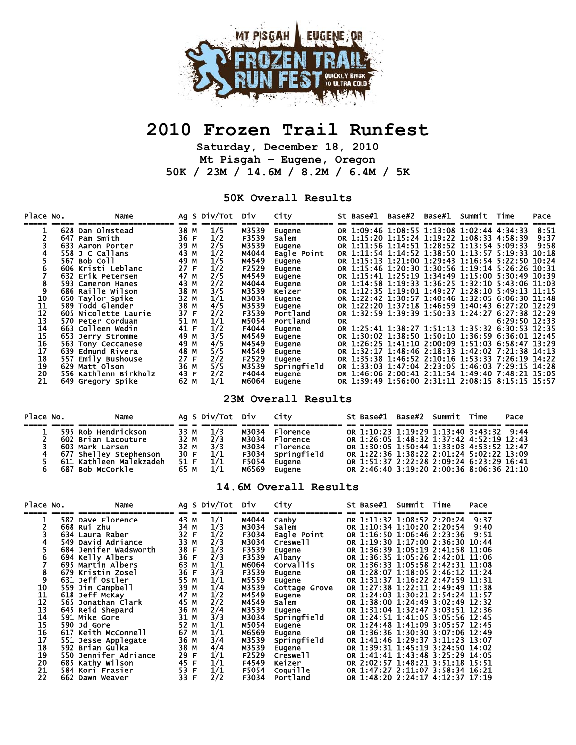# 2010 Frozen Trail Runfest

**Saturday, December 18, 2010**
**Mt Pisgah - Eugene, Oregon**
**50K / 23M / 14.6M / 8.2M / 6.4M / 5K**

## 50K Overall Results

| Place | No. | Name | Ag | S | Div/Tot | Div | City | St | Base#1 | Base#2 | Base#1 | Summit | Time | Pace |
|---|---|---|---|---|---|---|---|---|---|---|---|---|---|---|
| 1 | 628 | Dan Olmstead | 38 | M | 1/5 | M3539 | Eugene | OR | 1:09:46 | 1:08:55 | 1:13:08 | 1:02:44 | 4:34:33 | 8:51 |
| 2 | 647 | Pam Smith | 36 | F | 1/2 | F3539 | Salem | OR | 1:15:20 | 1:15:24 | 1:19:22 | 1:08:33 | 4:58:39 | 9:37 |
| 3 | 633 | Aaron Porter | 39 | M | 2/5 | M3539 | Eugene | OR | 1:11:56 | 1:14:51 | 1:28:52 | 1:13:54 | 5:09:33 | 9:58 |
| 4 | 558 | J C Callans | 43 | M | 1/2 | M4044 | Eagle Point | OR | 1:11:54 | 1:14:52 | 1:38:50 | 1:13:57 | 5:19:33 | 10:18 |
| 5 | 567 | Bob Coll | 49 | M | 1/5 | M4549 | Eugene | OR | 1:15:13 | 1:21:00 | 1:29:43 | 1:16:54 | 5:22:50 | 10:24 |
| 6 | 606 | Kristi Leblanc | 27 | F | 1/2 | F2529 | Eugene | OR | 1:15:46 | 1:20:30 | 1:30:56 | 1:19:14 | 5:26:26 | 10:31 |
| 7 | 632 | Erik Petersen | 47 | M | 2/5 | M4549 | Eugene | OR | 1:15:41 | 1:25:19 | 1:34:49 | 1:15:00 | 5:30:49 | 10:39 |
| 8 | 593 | Cameron Hanes | 43 | M | 2/2 | M4044 | Eugene | OR | 1:14:58 | 1:19:33 | 1:36:25 | 1:32:10 | 5:43:06 | 11:03 |
| 9 | 686 | Raille Wilson | 38 | M | 3/5 | M3539 | Keizer | OR | 1:12:35 | 1:19:01 | 1:49:27 | 1:28:10 | 5:49:13 | 11:15 |
| 10 | 650 | Taylor Spike | 32 | M | 1/1 | M3034 | Eugene | OR | 1:22:42 | 1:30:57 | 1:40:46 | 1:32:05 | 6:06:30 | 11:48 |
| 11 | 589 | Todd Glender | 38 | M | 4/5 | M3539 | Eugene | OR | 1:22:20 | 1:37:18 | 1:46:59 | 1:40:43 | 6:27:20 | 12:29 |
| 12 | 605 | Nicolette Laurie | 37 | F | 2/2 | F3539 | Portland | OR | 1:32:59 | 1:39:39 | 1:50:33 | 1:24:27 | 6:27:38 | 12:29 |
| 13 | 570 | Peter Corduan | 51 | M | 1/1 | M5054 | Portland | OR | | | | | 6:29:50 | 12:33 |
| 14 | 663 | Colleen Wedin | 41 | F | 1/2 | F4044 | Eugene | OR | 1:25:41 | 1:38:27 | 1:51:13 | 1:35:32 | 6:30:53 | 12:35 |
| 15 | 653 | Jerry Stromme | 49 | M | 3/5 | M4549 | Eugene | OR | 1:30:02 | 1:38:50 | 1:50:10 | 1:36:59 | 6:36:01 | 12:45 |
| 16 | 563 | Tony Ceccanese | 49 | M | 4/5 | M4549 | Eugene | OR | 1:26:25 | 1:41:10 | 2:00:09 | 1:51:03 | 6:58:47 | 13:29 |
| 17 | 639 | Edmund Rivera | 48 | M | 5/5 | M4549 | Eugene | OR | 1:32:17 | 1:48:46 | 2:18:33 | 1:42:02 | 7:21:38 | 14:13 |
| 18 | 557 | Emily Bushouse | 27 | F | 2/2 | F2529 | Eugene | OR | 1:35:38 | 1:46:52 | 2:10:16 | 1:53:33 | 7:26:19 | 14:22 |
| 19 | 629 | Matt Olson | 36 | M | 5/5 | M3539 | Springfield | OR | 1:33:03 | 1:47:04 | 2:23:05 | 1:46:03 | 7:29:15 | 14:28 |
| 20 | 556 | Kathlenn Birkholz | 43 | F | 2/2 | F4044 | Eugene | OR | 1:46:06 | 2:00:41 | 2:11:54 | 1:49:40 | 7:48:21 | 15:05 |
| 21 | 649 | Gregory Spike | 62 | M | 1/1 | M6064 | Eugene | OR | 1:39:49 | 1:56:00 | 2:31:11 | 2:08:15 | 8:15:15 | 15:57 |

## 23M Overall Results

| Place | No. | Name | Ag | S | Div/Tot | Div | City | St | Base#1 | Base#2 | Summit | Time | Pace |
|---|---|---|---|---|---|---|---|---|---|---|---|---|---|
| 1 | 595 | Rob Hendrickson | 33 | M | 1/3 | M3034 | Florence | OR | 1:10:23 | 1:19:29 | 1:13:40 | 3:43:32 | 9:44 |
| 2 | 602 | Brian Lacouture | 32 | M | 2/3 | M3034 | Florence | OR | 1:26:05 | 1:48:32 | 1:37:42 | 4:52:19 | 12:43 |
| 3 | 603 | Mark Larsen | 32 | M | 3/3 | M3034 | Florence | OR | 1:30:05 | 1:50:44 | 1:33:03 | 4:53:52 | 12:47 |
| 4 | 677 | Shelley Stephenson | 30 | F | 1/1 | F3034 | Springfield | OR | 1:22:36 | 1:38:22 | 2:01:24 | 5:02:22 | 13:09 |
| 5 | 611 | Kathleen Malekzadeh | 51 | F | 1/1 | F5054 | Eugene | OR | 1:51:37 | 2:22:28 | 2:09:24 | 6:23:29 | 16:41 |
| 6 | 687 | Bob McCorkle | 65 | M | 1/1 | M6569 | Eugene | OR | 2:46:40 | 3:19:20 | 2:00:36 | 8:06:36 | 21:10 |

## 14.6M Overall Results

| Place | No. | Name | Ag | S | Div/Tot | Div | City | St | Base#1 | Summit | Time | Pace |
|---|---|---|---|---|---|---|---|---|---|---|---|---|
| 1 | 582 | Dave Florence | 43 | M | 1/1 | M4044 | Canby | OR | 1:11:32 | 1:08:52 | 2:20:24 | 9:37 |
| 2 | 668 | Rui Zhu | 34 | M | 1/3 | M3034 | Salem | OR | 1:10:34 | 1:10:20 | 2:20:54 | 9:40 |
| 3 | 634 | Laura Raber | 32 | F | 1/2 | F3034 | Eagle Point | OR | 1:16:50 | 1:06:46 | 2:23:36 | 9:51 |
| 4 | 549 | David Adriance | 33 | M | 2/3 | M3034 | Creswell | OR | 1:19:30 | 1:17:00 | 2:36:30 | 10:44 |
| 5 | 684 | Jenifer Wadsworth | 38 | F | 1/3 | F3539 | Eugene | OR | 1:36:39 | 1:05:19 | 2:41:58 | 11:06 |
| 6 | 694 | Kelly Albers | 36 | F | 2/3 | F3539 | Albany | OR | 1:36:35 | 1:05:26 | 2:42:01 | 11:06 |
| 7 | 695 | Martin Albers | 63 | M | 1/1 | M6064 | Corvallis | OR | 1:36:33 | 1:05:58 | 2:42:31 | 11:08 |
| 8 | 679 | Kristin Zosel | 36 | F | 3/3 | F3539 | Eugene | OR | 1:28:07 | 1:18:05 | 2:46:12 | 11:24 |
| 9 | 631 | Jeff Ostler | 55 | M | 1/1 | M5559 | Eugene | OR | 1:31:37 | 1:16:22 | 2:47:59 | 11:31 |
| 10 | 559 | Jim Campbell | 39 | M | 1/4 | M3539 | Cottage Grove | OR | 1:27:38 | 1:22:11 | 2:49:49 | 11:38 |
| 11 | 618 | Jeff McKay | 47 | M | 1/2 | M4549 | Eugene | OR | 1:24:03 | 1:30:21 | 2:54:24 | 11:57 |
| 12 | 565 | Jonathan Clark | 45 | M | 2/2 | M4549 | Salem | OR | 1:38:00 | 1:24:49 | 3:02:49 | 12:32 |
| 13 | 645 | Reid Shepard | 36 | M | 2/4 | M3539 | Eugene | OR | 1:31:04 | 1:32:47 | 3:03:51 | 12:36 |
| 14 | 591 | Mike Gore | 31 | M | 3/3 | M3034 | Springfield | OR | 1:24:51 | 1:41:05 | 3:05:56 | 12:45 |
| 15 | 590 | Jd Gore | 52 | M | 1/1 | M5054 | Eugene | OR | 1:24:48 | 1:41:09 | 3:05:57 | 12:45 |
| 16 | 617 | Keith McConnell | 67 | M | 1/1 | M6569 | Eugene | OR | 1:36:36 | 1:30:30 | 3:07:06 | 12:49 |
| 17 | 551 | Jesse Applegate | 36 | M | 3/4 | M3539 | Springfield | OR | 1:41:46 | 1:29:37 | 3:11:23 | 13:07 |
| 18 | 592 | Brian Gulka | 38 | M | 4/4 | M3539 | Eugene | OR | 1:39:31 | 1:45:19 | 3:24:50 | 14:02 |
| 19 | 550 | Jennifer Adriance | 29 | F | 1/1 | F2529 | Creswell | OR | 1:41:41 | 1:43:48 | 3:25:29 | 14:05 |
| 20 | 685 | Kathy Wilson | 45 | F | 1/1 | F4549 | Keizer | OR | 2:02:57 | 1:48:21 | 3:51:18 | 15:51 |
| 21 | 584 | Kori Frasier | 53 | F | 1/1 | F5054 | Coquille | OR | 1:47:27 | 2:11:07 | 3:58:34 | 16:21 |
| 22 | 662 | Dawn Weaver | 33 | F | 2/2 | F3034 | Portland | OR | 1:48:20 | 2:24:17 | 4:12:37 | 17:19 |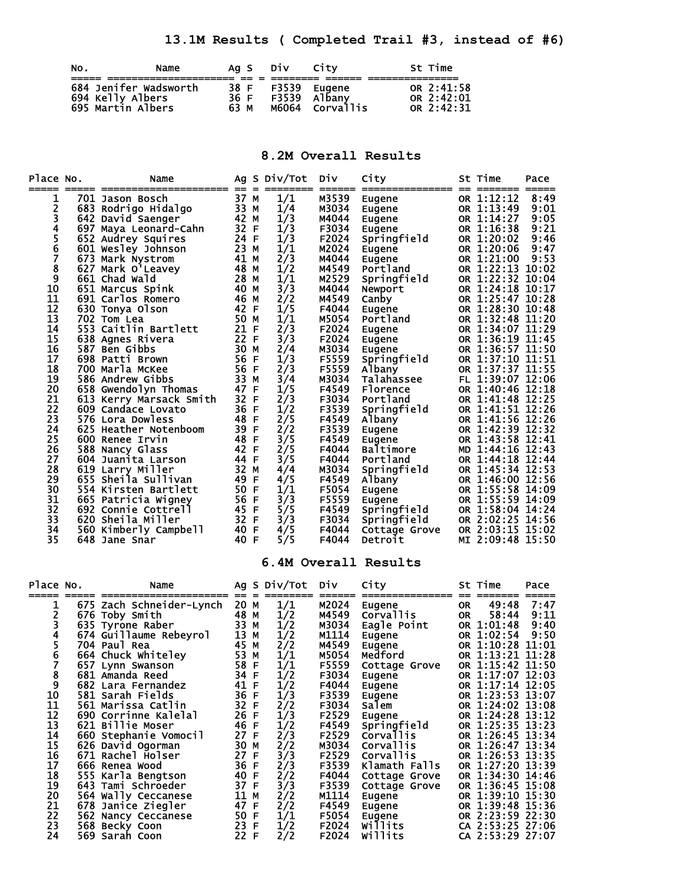## 13.1M Results ( Completed Trail #3, instead of #6)

| No. | Name | Ag | S | Div | City | St | Time |
|---|---|---|---|---|---|---|---|
| 684 | Jenifer Wadsworth | 38 | F | F3539 | Eugene | OR | 2:41:58 |
| 694 | Kelly Albers | 36 | F | F3539 | Albany | OR | 2:42:01 |
| 695 | Martin Albers | 63 | M | M6064 | Corvallis | OR | 2:42:31 |

## 8.2M Overall Results

| Place | No. | Name | Ag | S | Div/Tot | Div | City | St | Time | Pace |
|---|---|---|---|---|---|---|---|---|---|---|
| 1 | 701 | Jason Bosch | 37 | M | 1/1 | M3539 | Eugene | OR | 1:12:12 | 8:49 |
| 2 | 683 | Rodrigo Hidalgo | 33 | M | 1/4 | M3034 | Eugene | OR | 1:13:49 | 9:01 |
| 3 | 642 | David Saenger | 42 | M | 1/3 | M4044 | Eugene | OR | 1:14:27 | 9:05 |
| 4 | 697 | Maya Leonard-Cahn | 32 | F | 1/3 | F3034 | Eugene | OR | 1:16:38 | 9:21 |
| 5 | 652 | Audrey Squires | 24 | F | 1/3 | F2024 | Springfield | OR | 1:20:02 | 9:46 |
| 6 | 601 | Wesley Johnson | 23 | M | 1/1 | M2024 | Eugene | OR | 1:20:06 | 9:47 |
| 7 | 673 | Mark Nystrom | 41 | M | 2/3 | M4044 | Eugene | OR | 1:21:00 | 9:53 |
| 8 | 627 | Mark O'Leavey | 48 | M | 1/2 | M4549 | Portland | OR | 1:22:13 | 10:02 |
| 9 | 661 | Chad Wald | 28 | M | 1/1 | M2529 | Springfield | OR | 1:22:32 | 10:04 |
| 10 | 651 | Marcus Spink | 40 | M | 3/3 | M4044 | Newport | OR | 1:24:18 | 10:17 |
| 11 | 691 | Carlos Romero | 46 | M | 2/2 | M4549 | Canby | OR | 1:25:47 | 10:28 |
| 12 | 630 | Tonya Olson | 42 | F | 1/5 | F4044 | Eugene | OR | 1:28:30 | 10:48 |
| 13 | 702 | Tom Lea | 50 | M | 1/1 | M5054 | Portland | OR | 1:32:48 | 11:20 |
| 14 | 553 | Caitlin Bartlett | 21 | F | 2/3 | F2024 | Eugene | OR | 1:34:07 | 11:29 |
| 15 | 638 | Agnes Rivera | 22 | F | 3/3 | F2024 | Eugene | OR | 1:36:19 | 11:45 |
| 16 | 587 | Ben Gibbs | 30 | M | 2/4 | M3034 | Eugene | OR | 1:36:57 | 11:50 |
| 17 | 698 | Patti Brown | 56 | F | 1/3 | F5559 | Springfield | OR | 1:37:10 | 11:51 |
| 18 | 700 | Marla McKee | 56 | F | 2/3 | F5559 | Albany | OR | 1:37:37 | 11:55 |
| 19 | 586 | Andrew Gibbs | 33 | M | 3/4 | M3034 | Talahassee | FL | 1:39:07 | 12:06 |
| 20 | 658 | Gwendolyn Thomas | 47 | F | 1/5 | F4549 | Florence | OR | 1:40:46 | 12:18 |
| 21 | 613 | Kerry Marsack Smith | 32 | F | 2/3 | F3034 | Portland | OR | 1:41:48 | 12:25 |
| 22 | 609 | Candace Lovato | 36 | F | 1/2 | F3539 | Springfield | OR | 1:41:51 | 12:26 |
| 23 | 576 | Lora Dowless | 48 | F | 2/5 | F4549 | Albany | OR | 1:41:56 | 12:26 |
| 24 | 625 | Heather Notenboom | 39 | F | 2/2 | F3539 | Eugene | OR | 1:42:39 | 12:32 |
| 25 | 600 | Renee Irvin | 48 | F | 3/5 | F4549 | Eugene | OR | 1:43:58 | 12:41 |
| 26 | 588 | Nancy Glass | 42 | F | 2/5 | F4044 | Baltimore | MD | 1:44:16 | 12:43 |
| 27 | 604 | Juanita Larson | 44 | F | 3/5 | F4044 | Portland | OR | 1:44:18 | 12:44 |
| 28 | 619 | Larry Miller | 32 | M | 4/4 | M3034 | Springfield | OR | 1:45:34 | 12:53 |
| 29 | 655 | Sheila Sullivan | 49 | F | 4/5 | F4549 | Albany | OR | 1:46:00 | 12:56 |
| 30 | 554 | Kirsten Bartlett | 50 | F | 1/1 | F5054 | Eugene | OR | 1:55:58 | 14:09 |
| 31 | 665 | Patricia Wigney | 56 | F | 3/3 | F5559 | Eugene | OR | 1:55:59 | 14:09 |
| 32 | 692 | Connie Cottrell | 45 | F | 5/5 | F4549 | Springfield | OR | 1:58:04 | 14:24 |
| 33 | 620 | Sheila Miller | 32 | F | 3/3 | F3034 | Springfield | OR | 2:02:25 | 14:56 |
| 34 | 560 | Kimberly Campbell | 40 | F | 4/5 | F4044 | Cottage Grove | OR | 2:03:15 | 15:02 |
| 35 | 648 | Jane Snar | 40 | F | 5/5 | F4044 | Detroit | MI | 2:09:48 | 15:50 |

## 6.4M Overall Results

| Place | No. | Name | Ag | S | Div/Tot | Div | City | St | Time | Pace |
|---|---|---|---|---|---|---|---|---|---|---|
| 1 | 675 | Zach Schneider-Lynch | 20 | M | 1/1 | M2024 | Eugene | OR | 49:48 | 7:47 |
| 2 | 676 | Toby Smith | 48 | M | 1/2 | M4549 | Corvallis | OR | 58:44 | 9:11 |
| 3 | 635 | Tyrone Raber | 33 | M | 1/2 | M3034 | Eagle Point | OR | 1:01:48 | 9:40 |
| 4 | 674 | Guillaume Rebeyrol | 13 | M | 1/2 | M1114 | Eugene | OR | 1:02:54 | 9:50 |
| 5 | 704 | Paul Rea | 45 | M | 2/2 | M4549 | Eugene | OR | 1:10:28 | 11:01 |
| 6 | 664 | Chuck Whiteley | 53 | M | 1/1 | M5054 | Medford | OR | 1:13:21 | 11:28 |
| 7 | 657 | Lynn Swanson | 58 | F | 1/1 | F5559 | Cottage Grove | OR | 1:15:42 | 11:50 |
| 8 | 681 | Amanda Reed | 34 | F | 1/2 | F3034 | Eugene | OR | 1:17:07 | 12:03 |
| 9 | 682 | Lara Fernandez | 41 | F | 1/2 | F4044 | Eugene | OR | 1:17:14 | 12:05 |
| 10 | 581 | Sarah Fields | 36 | F | 1/3 | F3539 | Eugene | OR | 1:23:53 | 13:07 |
| 11 | 561 | Marissa Catlin | 32 | F | 2/2 | F3034 | Salem | OR | 1:24:02 | 13:08 |
| 12 | 690 | Corrinne Kalelal | 26 | F | 1/3 | F2529 | Eugene | OR | 1:24:28 | 13:12 |
| 13 | 621 | Billie Moser | 46 | F | 1/2 | F4549 | Springfield | OR | 1:25:35 | 13:23 |
| 14 | 660 | Stephanie Vomocil | 27 | F | 2/3 | F2529 | Corvallis | OR | 1:26:45 | 13:34 |
| 15 | 626 | David Ogorman | 30 | M | 2/2 | M3034 | Corvallis | OR | 1:26:47 | 13:34 |
| 16 | 671 | Rachel Holser | 27 | F | 3/3 | F2529 | Corvallis | OR | 1:26:53 | 13:35 |
| 17 | 666 | Renea Wood | 36 | F | 2/3 | F3539 | Klamath Falls | OR | 1:27:20 | 13:39 |
| 18 | 555 | Karla Bengtson | 40 | F | 2/2 | F4044 | Cottage Grove | OR | 1:34:30 | 14:46 |
| 19 | 643 | Tami Schroeder | 37 | F | 3/3 | F3539 | Cottage Grove | OR | 1:36:45 | 15:08 |
| 20 | 564 | Wally Ceccanese | 11 | M | 2/2 | M1114 | Eugene | OR | 1:39:10 | 15:30 |
| 21 | 678 | Janice Ziegler | 47 | F | 2/2 | F4549 | Eugene | OR | 1:39:48 | 15:36 |
| 22 | 562 | Nancy Ceccanese | 50 | F | 1/1 | F5054 | Eugene | OR | 2:23:59 | 22:30 |
| 23 | 568 | Becky Coon | 23 | F | 1/2 | F2024 | Willits | CA | 2:53:25 | 27:06 |
| 24 | 569 | Sarah Coon | 22 | F | 2/2 | F2024 | Willits | CA | 2:53:29 | 27:07 |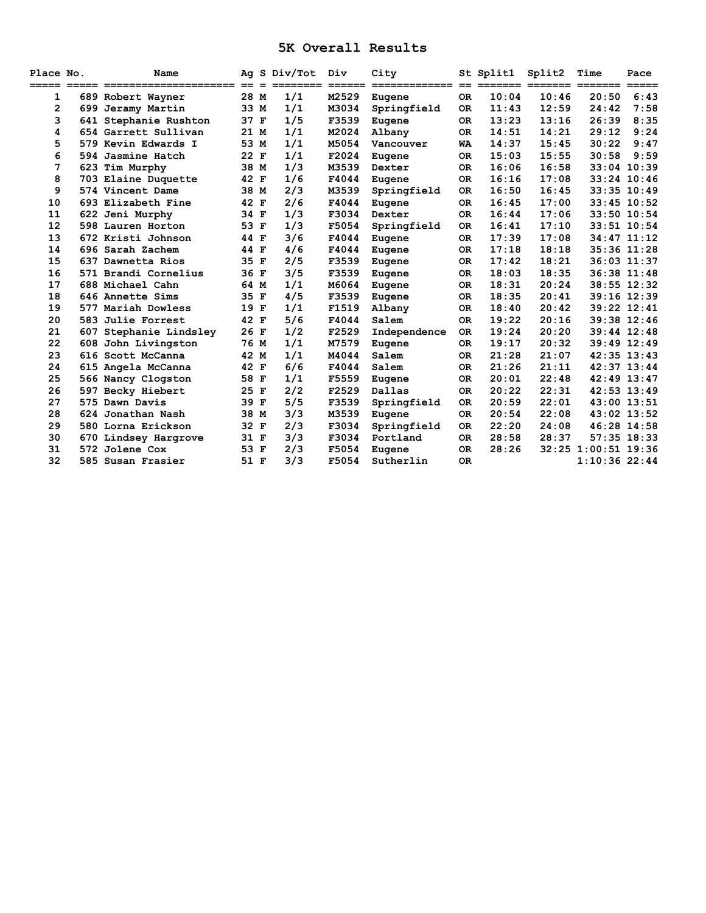# 5K Overall Results

| Place | No. | Name | Ag | S | Div/Tot | Div | City | St | Split1 | Split2 | Time | Pace |
|---|---|---|---|---|---|---|---|---|---|---|---|---|
| 1 | 689 | Robert Wayner | 28 | M | 1/1 | M2529 | Eugene | OR | 10:04 | 10:46 | 20:50 | 6:43 |
| 2 | 699 | Jeramy Martin | 33 | M | 1/1 | M3034 | Springfield | OR | 11:43 | 12:59 | 24:42 | 7:58 |
| 3 | 641 | Stephanie Rushton | 37 | F | 1/5 | F3539 | Eugene | OR | 13:23 | 13:16 | 26:39 | 8:35 |
| 4 | 654 | Garrett Sullivan | 21 | M | 1/1 | M2024 | Albany | OR | 14:51 | 14:21 | 29:12 | 9:24 |
| 5 | 579 | Kevin Edwards I | 53 | M | 1/1 | M5054 | Vancouver | WA | 14:37 | 15:45 | 30:22 | 9:47 |
| 6 | 594 | Jasmine Hatch | 22 | F | 1/1 | F2024 | Eugene | OR | 15:03 | 15:55 | 30:58 | 9:59 |
| 7 | 623 | Tim Murphy | 38 | M | 1/3 | M3539 | Dexter | OR | 16:06 | 16:58 | 33:04 | 10:39 |
| 8 | 703 | Elaine Duquette | 42 | F | 1/6 | F4044 | Eugene | OR | 16:16 | 17:08 | 33:24 | 10:46 |
| 9 | 574 | Vincent Dame | 38 | M | 2/3 | M3539 | Springfield | OR | 16:50 | 16:45 | 33:35 | 10:49 |
| 10 | 693 | Elizabeth Fine | 42 | F | 2/6 | F4044 | Eugene | OR | 16:45 | 17:00 | 33:45 | 10:52 |
| 11 | 622 | Jeni Murphy | 34 | F | 1/3 | F3034 | Dexter | OR | 16:44 | 17:06 | 33:50 | 10:54 |
| 12 | 598 | Lauren Horton | 53 | F | 1/3 | F5054 | Springfield | OR | 16:41 | 17:10 | 33:51 | 10:54 |
| 13 | 672 | Kristi Johnson | 44 | F | 3/6 | F4044 | Eugene | OR | 17:39 | 17:08 | 34:47 | 11:12 |
| 14 | 696 | Sarah Zachem | 44 | F | 4/6 | F4044 | Eugene | OR | 17:18 | 18:18 | 35:36 | 11:28 |
| 15 | 637 | Dawnetta Rios | 35 | F | 2/5 | F3539 | Eugene | OR | 17:42 | 18:21 | 36:03 | 11:37 |
| 16 | 571 | Brandi Cornelius | 36 | F | 3/5 | F3539 | Eugene | OR | 18:03 | 18:35 | 36:38 | 11:48 |
| 17 | 688 | Michael Cahn | 64 | M | 1/1 | M6064 | Eugene | OR | 18:31 | 20:24 | 38:55 | 12:32 |
| 18 | 646 | Annette Sims | 35 | F | 4/5 | F3539 | Eugene | OR | 18:35 | 20:41 | 39:16 | 12:39 |
| 19 | 577 | Mariah Dowless | 19 | F | 1/1 | F1519 | Albany | OR | 18:40 | 20:42 | 39:22 | 12:41 |
| 20 | 583 | Julie Forrest | 42 | F | 5/6 | F4044 | Salem | OR | 19:22 | 20:16 | 39:38 | 12:46 |
| 21 | 607 | Stephanie Lindsley | 26 | F | 1/2 | F2529 | Independence | OR | 19:24 | 20:20 | 39:44 | 12:48 |
| 22 | 608 | John Livingston | 76 | M | 1/1 | M7579 | Eugene | OR | 19:17 | 20:32 | 39:49 | 12:49 |
| 23 | 616 | Scott McCanna | 42 | M | 1/1 | M4044 | Salem | OR | 21:28 | 21:07 | 42:35 | 13:43 |
| 24 | 615 | Angela McCanna | 42 | F | 6/6 | F4044 | Salem | OR | 21:26 | 21:11 | 42:37 | 13:44 |
| 25 | 566 | Nancy Clogston | 58 | F | 1/1 | F5559 | Eugene | OR | 20:01 | 22:48 | 42:49 | 13:47 |
| 26 | 597 | Becky Hiebert | 25 | F | 2/2 | F2529 | Dallas | OR | 20:22 | 22:31 | 42:53 | 13:49 |
| 27 | 575 | Dawn Davis | 39 | F | 5/5 | F3539 | Springfield | OR | 20:59 | 22:01 | 43:00 | 13:51 |
| 28 | 624 | Jonathan Nash | 38 | M | 3/3 | M3539 | Eugene | OR | 20:54 | 22:08 | 43:02 | 13:52 |
| 29 | 580 | Lorna Erickson | 32 | F | 2/3 | F3034 | Springfield | OR | 22:20 | 24:08 | 46:28 | 14:58 |
| 30 | 670 | Lindsey Hargrove | 31 | F | 3/3 | F3034 | Portland | OR | 28:58 | 28:37 | 57:35 | 18:33 |
| 31 | 572 | Jolene Cox | 53 | F | 2/3 | F5054 | Eugene | OR | 28:26 | 32:25 | 1:00:51 | 19:36 |
| 32 | 585 | Susan Frasier | 51 | F | 3/3 | F5054 | Sutherlin | OR | | | 1:10:36 | 22:44 |